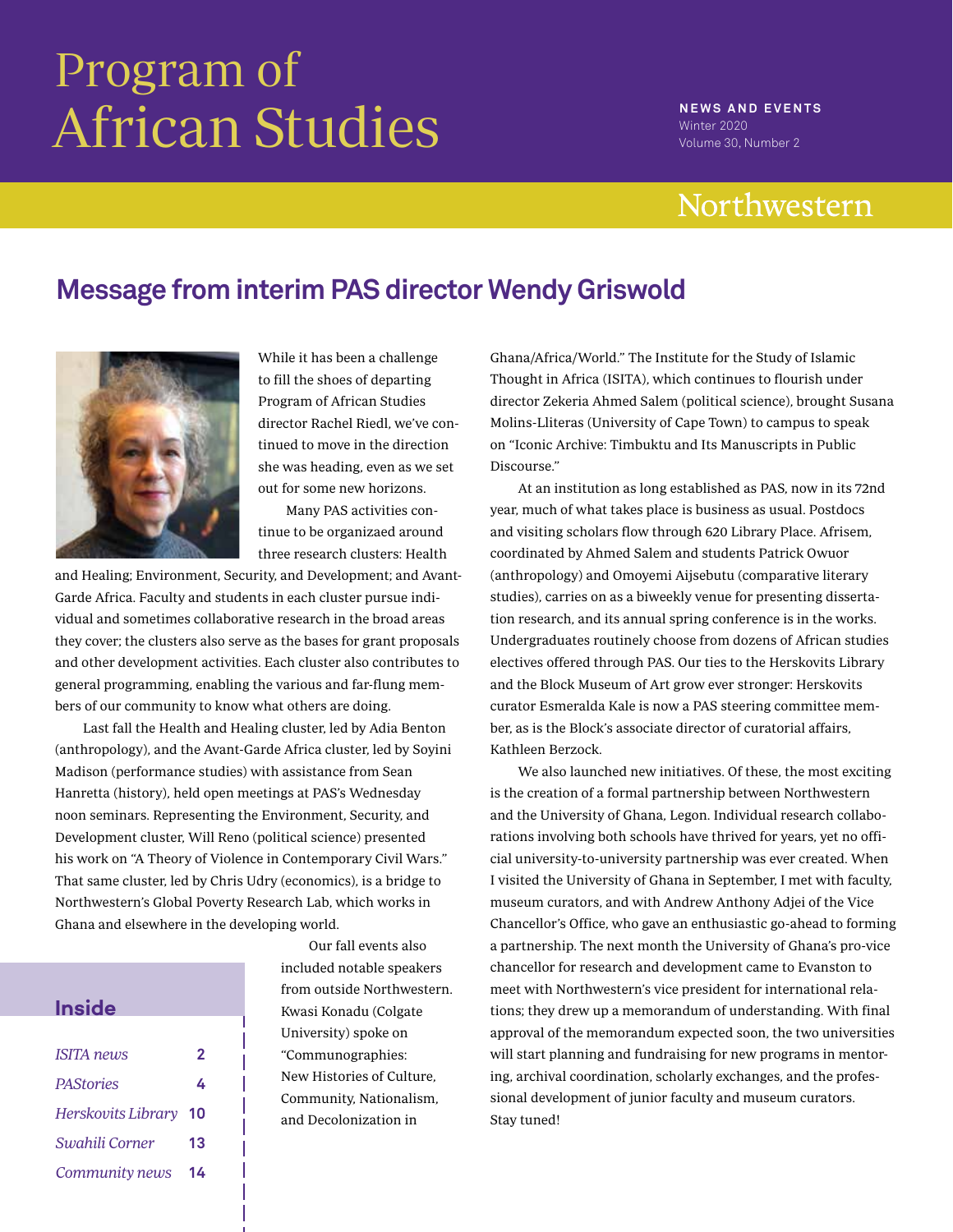# Program of African Studies

**NEWS AND EVENTS**
Winter 2020
Volume 30, Number 2

Northwestern

## Message from interim PAS director Wendy Griswold

While it has been a challenge to fill the shoes of departing Program of African Studies director Rachel Riedl, we've continued to move in the direction she was heading, even as we set out for some new horizons.

Many PAS activities continue to be organizaed around three research clusters: Health and Healing; Environment, Security, and Development; and Avant-Garde Africa. Faculty and students in each cluster pursue individual and sometimes collaborative research in the broad areas they cover; the clusters also serve as the bases for grant proposals and other development activities. Each cluster also contributes to general programming, enabling the various and far-flung members of our community to know what others are doing.

Last fall the Health and Healing cluster, led by Adia Benton (anthropology), and the Avant-Garde Africa cluster, led by Soyini Madison (performance studies) with assistance from Sean Hanretta (history), held open meetings at PAS's Wednesday noon seminars. Representing the Environment, Security, and Development cluster, Will Reno (political science) presented his work on "A Theory of Violence in Contemporary Civil Wars." That same cluster, led by Chris Udry (economics), is a bridge to Northwestern's Global Poverty Research Lab, which works in Ghana and elsewhere in the developing world.

Our fall events also included notable speakers from outside Northwestern. Kwasi Konadu (Colgate University) spoke on "Communographies: New Histories of Culture, Community, Nationalism, and Decolonization in Ghana/Africa/World." The Institute for the Study of Islamic Thought in Africa (ISITA), which continues to flourish under director Zekeria Ahmed Salem (political science), brought Susana Molins-Lliteras (University of Cape Town) to campus to speak on "Iconic Archive: Timbuktu and Its Manuscripts in Public Discourse."

At an institution as long established as PAS, now in its 72nd year, much of what takes place is business as usual. Postdocs and visiting scholars flow through 620 Library Place. Afrisem, coordinated by Ahmed Salem and students Patrick Owuor (anthropology) and Omoyemi Aijsebutu (comparative literary studies), carries on as a biweekly venue for presenting dissertation research, and its annual spring conference is in the works. Undergraduates routinely choose from dozens of African studies electives offered through PAS. Our ties to the Herskovits Library and the Block Museum of Art grow ever stronger: Herskovits curator Esmeralda Kale is now a PAS steering committee member, as is the Block's associate director of curatorial affairs, Kathleen Berzock.

We also launched new initiatives. Of these, the most exciting is the creation of a formal partnership between Northwestern and the University of Ghana, Legon. Individual research collaborations involving both schools have thrived for years, yet no official university-to-university partnership was ever created. When I visited the University of Ghana in September, I met with faculty, museum curators, and with Andrew Anthony Adjei of the Vice Chancellor's Office, who gave an enthusiastic go-ahead to forming a partnership. The next month the University of Ghana's pro-vice chancellor for research and development came to Evanston to meet with Northwestern's vice president for international relations; they drew up a memorandum of understanding. With final approval of the memorandum expected soon, the two universities will start planning and fundraising for new programs in mentoring, archival coordination, scholarly exchanges, and the professional development of junior faculty and museum curators. Stay tuned!

### Inside

| | |
|---|---|
| *ISITA news* | 2 |
| *PAStories* | 4 |
| *Herskovits Library* | 10 |
| *Swahili Corner* | 13 |
| *Community news* | 14 |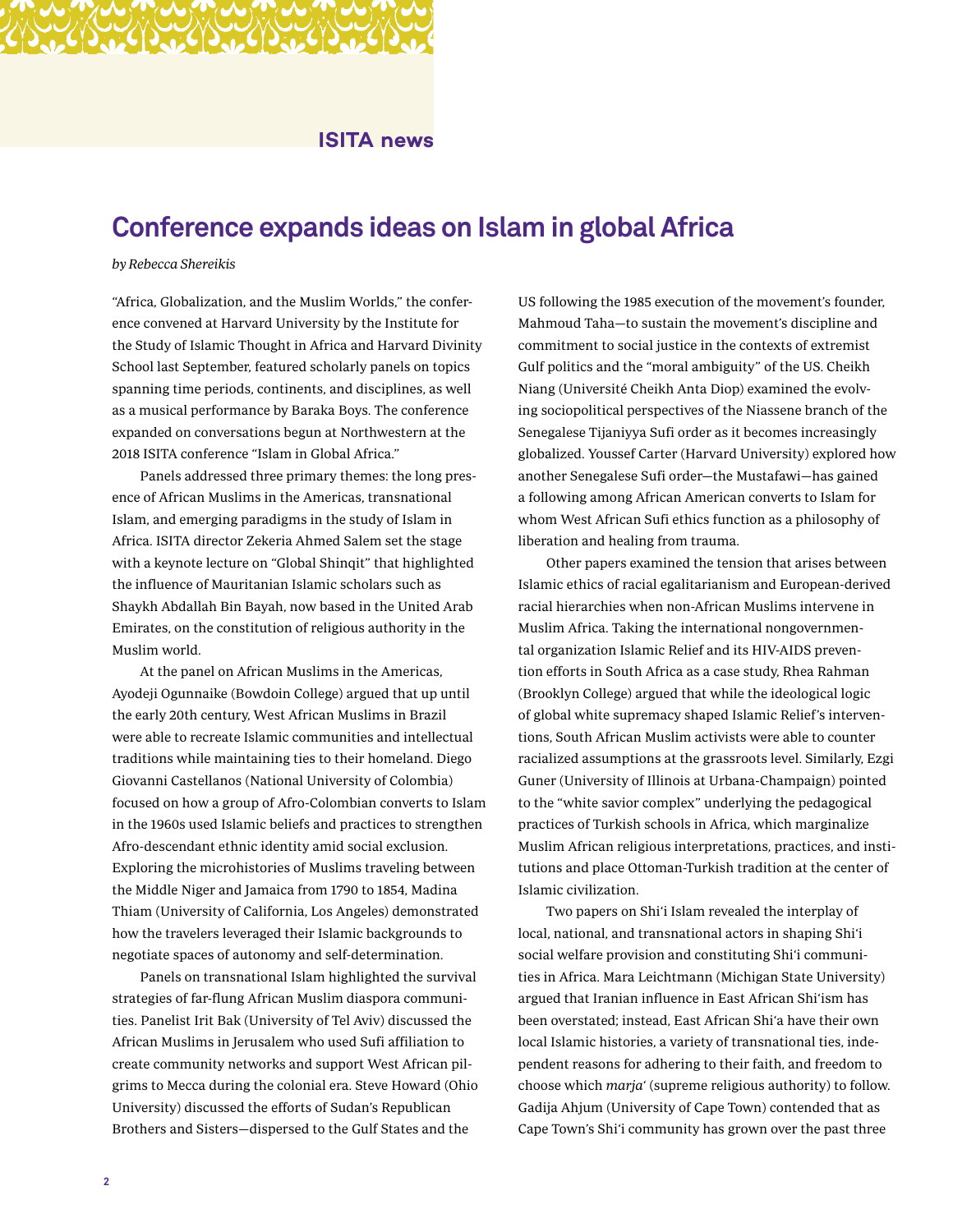ISITA news

# Conference expands ideas on Islam in global Africa

*by Rebecca Shereikis*

"Africa, Globalization, and the Muslim Worlds," the conference convened at Harvard University by the Institute for the Study of Islamic Thought in Africa and Harvard Divinity School last September, featured scholarly panels on topics spanning time periods, continents, and disciplines, as well as a musical performance by Baraka Boys. The conference expanded on conversations begun at Northwestern at the 2018 ISITA conference "Islam in Global Africa."

Panels addressed three primary themes: the long presence of African Muslims in the Americas, transnational Islam, and emerging paradigms in the study of Islam in Africa. ISITA director Zekeria Ahmed Salem set the stage with a keynote lecture on "Global Shinqit" that highlighted the influence of Mauritanian Islamic scholars such as Shaykh Abdallah Bin Bayah, now based in the United Arab Emirates, on the constitution of religious authority in the Muslim world.

At the panel on African Muslims in the Americas, Ayodeji Ogunnaike (Bowdoin College) argued that up until the early 20th century, West African Muslims in Brazil were able to recreate Islamic communities and intellectual traditions while maintaining ties to their homeland. Diego Giovanni Castellanos (National University of Colombia) focused on how a group of Afro-Colombian converts to Islam in the 1960s used Islamic beliefs and practices to strengthen Afro-descendant ethnic identity amid social exclusion. Exploring the microhistories of Muslims traveling between the Middle Niger and Jamaica from 1790 to 1854, Madina Thiam (University of California, Los Angeles) demonstrated how the travelers leveraged their Islamic backgrounds to negotiate spaces of autonomy and self-determination.

Panels on transnational Islam highlighted the survival strategies of far-flung African Muslim diaspora communities. Panelist Irit Bak (University of Tel Aviv) discussed the African Muslims in Jerusalem who used Sufi affiliation to create community networks and support West African pilgrims to Mecca during the colonial era. Steve Howard (Ohio University) discussed the efforts of Sudan's Republican Brothers and Sisters—dispersed to the Gulf States and the US following the 1985 execution of the movement's founder, Mahmoud Taha—to sustain the movement's discipline and commitment to social justice in the contexts of extremist Gulf politics and the "moral ambiguity" of the US. Cheikh Niang (Université Cheikh Anta Diop) examined the evolving sociopolitical perspectives of the Niassene branch of the Senegalese Tijaniyya Sufi order as it becomes increasingly globalized. Youssef Carter (Harvard University) explored how another Senegalese Sufi order—the Mustafawi—has gained a following among African American converts to Islam for whom West African Sufi ethics function as a philosophy of liberation and healing from trauma.

Other papers examined the tension that arises between Islamic ethics of racial egalitarianism and European-derived racial hierarchies when non-African Muslims intervene in Muslim Africa. Taking the international nongovernmental organization Islamic Relief and its HIV-AIDS prevention efforts in South Africa as a case study, Rhea Rahman (Brooklyn College) argued that while the ideological logic of global white supremacy shaped Islamic Relief's interventions, South African Muslim activists were able to counter racialized assumptions at the grassroots level. Similarly, Ezgi Guner (University of Illinois at Urbana-Champaign) pointed to the "white savior complex" underlying the pedagogical practices of Turkish schools in Africa, which marginalize Muslim African religious interpretations, practices, and institutions and place Ottoman-Turkish tradition at the center of Islamic civilization.

Two papers on Shi'i Islam revealed the interplay of local, national, and transnational actors in shaping Shi'i social welfare provision and constituting Shi'i communities in Africa. Mara Leichtmann (Michigan State University) argued that Iranian influence in East African Shi'ism has been overstated; instead, East African Shi'a have their own local Islamic histories, a variety of transnational ties, independent reasons for adhering to their faith, and freedom to choose which *marja'* (supreme religious authority) to follow. Gadija Ahjum (University of Cape Town) contended that as Cape Town's Shi'i community has grown over the past three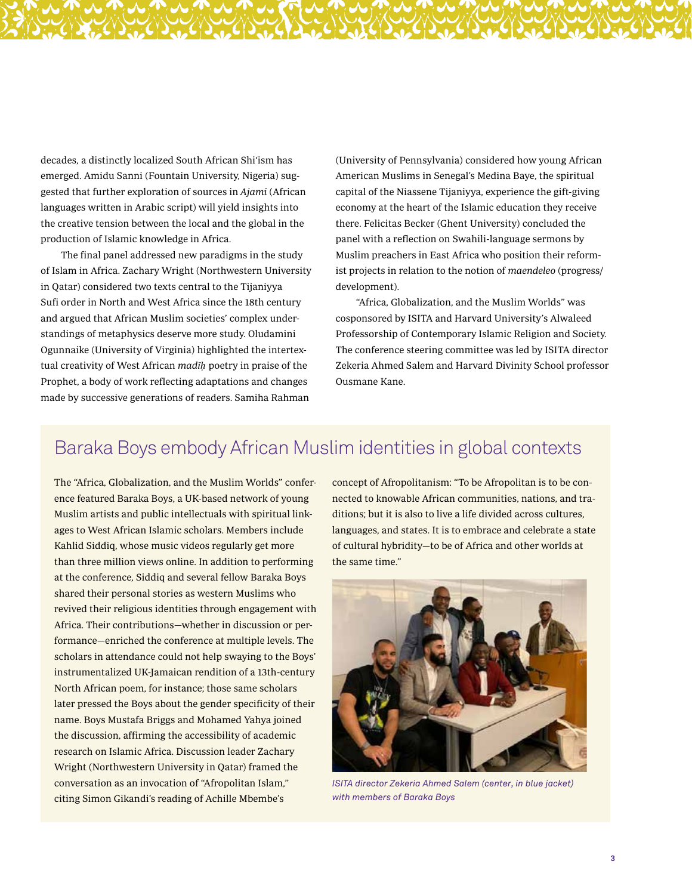decades, a distinctly localized South African Shi'ism has emerged. Amidu Sanni (Fountain University, Nigeria) suggested that further exploration of sources in *Ajami* (African languages written in Arabic script) will yield insights into the creative tension between the local and the global in the production of Islamic knowledge in Africa.

The final panel addressed new paradigms in the study of Islam in Africa. Zachary Wright (Northwestern University in Qatar) considered two texts central to the Tijaniyya Sufi order in North and West Africa since the 18th century and argued that African Muslim societies' complex understandings of metaphysics deserve more study. Oludamini Ogunnaike (University of Virginia) highlighted the intertextual creativity of West African *madīḥ* poetry in praise of the Prophet, a body of work reflecting adaptations and changes made by successive generations of readers. Samiha Rahman (University of Pennsylvania) considered how young African American Muslims in Senegal's Medina Baye, the spiritual capital of the Niassene Tijaniyya, experience the gift-giving economy at the heart of the Islamic education they receive there. Felicitas Becker (Ghent University) concluded the panel with a reflection on Swahili-language sermons by Muslim preachers in East Africa who position their reformist projects in relation to the notion of *maendeleo* (progress/development).

"Africa, Globalization, and the Muslim Worlds" was cosponsored by ISITA and Harvard University's Alwaleed Professorship of Contemporary Islamic Religion and Society. The conference steering committee was led by ISITA director Zekeria Ahmed Salem and Harvard Divinity School professor Ousmane Kane.

## Baraka Boys embody African Muslim identities in global contexts

The "Africa, Globalization, and the Muslim Worlds" conference featured Baraka Boys, a UK-based network of young Muslim artists and public intellectuals with spiritual linkages to West African Islamic scholars. Members include Kahlid Siddiq, whose music videos regularly get more than three million views online. In addition to performing at the conference, Siddiq and several fellow Baraka Boys shared their personal stories as western Muslims who revived their religious identities through engagement with Africa. Their contributions—whether in discussion or performance—enriched the conference at multiple levels. The scholars in attendance could not help swaying to the Boys' instrumentalized UK-Jamaican rendition of a 13th-century North African poem, for instance; those same scholars later pressed the Boys about the gender specificity of their name. Boys Mustafa Briggs and Mohamed Yahya joined the discussion, affirming the accessibility of academic research on Islamic Africa. Discussion leader Zachary Wright (Northwestern University in Qatar) framed the conversation as an invocation of "Afropolitan Islam," citing Simon Gikandi's reading of Achille Mbembe's concept of Afropolitanism: "To be Afropolitan is to be connected to knowable African communities, nations, and traditions; but it is also to live a life divided across cultures, languages, and states. It is to embrace and celebrate a state of cultural hybridity—to be of Africa and other worlds at the same time."

*ISITA director Zekeria Ahmed Salem (center, in blue jacket) with members of Baraka Boys*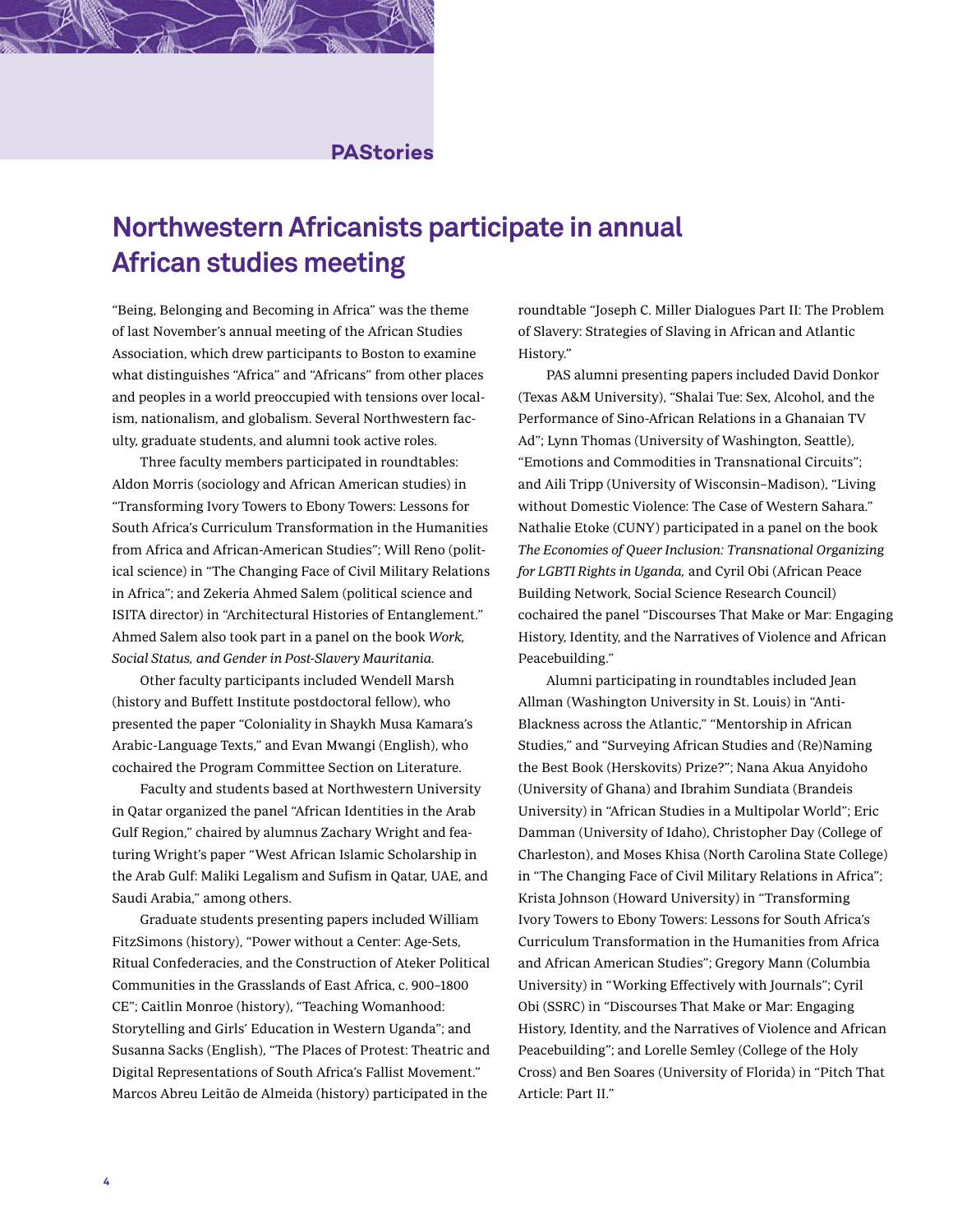PAStories

# Northwestern Africanists participate in annual African studies meeting

"Being, Belonging and Becoming in Africa" was the theme of last November's annual meeting of the African Studies Association, which drew participants to Boston to examine what distinguishes "Africa" and "Africans" from other places and peoples in a world preoccupied with tensions over localism, nationalism, and globalism. Several Northwestern faculty, graduate students, and alumni took active roles.

Three faculty members participated in roundtables: Aldon Morris (sociology and African American studies) in "Transforming Ivory Towers to Ebony Towers: Lessons for South Africa's Curriculum Transformation in the Humanities from Africa and African-American Studies"; Will Reno (political science) in "The Changing Face of Civil Military Relations in Africa"; and Zekeria Ahmed Salem (political science and ISITA director) in "Architectural Histories of Entanglement." Ahmed Salem also took part in a panel on the book *Work, Social Status, and Gender in Post-Slavery Mauritania.*

Other faculty participants included Wendell Marsh (history and Buffett Institute postdoctoral fellow), who presented the paper "Coloniality in Shaykh Musa Kamara's Arabic-Language Texts," and Evan Mwangi (English), who cochaired the Program Committee Section on Literature.

Faculty and students based at Northwestern University in Qatar organized the panel "African Identities in the Arab Gulf Region," chaired by alumnus Zachary Wright and featuring Wright's paper "West African Islamic Scholarship in the Arab Gulf: Maliki Legalism and Sufism in Qatar, UAE, and Saudi Arabia," among others.

Graduate students presenting papers included William FitzSimons (history), "Power without a Center: Age-Sets, Ritual Confederacies, and the Construction of Ateker Political Communities in the Grasslands of East Africa, c. 900–1800 CE"; Caitlin Monroe (history), "Teaching Womanhood: Storytelling and Girls' Education in Western Uganda"; and Susanna Sacks (English), "The Places of Protest: Theatric and Digital Representations of South Africa's Fallist Movement." Marcos Abreu Leitão de Almeida (history) participated in the roundtable "Joseph C. Miller Dialogues Part II: The Problem of Slavery: Strategies of Slaving in African and Atlantic History."

PAS alumni presenting papers included David Donkor (Texas A&M University), "Shalai Tue: Sex, Alcohol, and the Performance of Sino-African Relations in a Ghanaian TV Ad"; Lynn Thomas (University of Washington, Seattle), "Emotions and Commodities in Transnational Circuits"; and Aili Tripp (University of Wisconsin–Madison), "Living without Domestic Violence: The Case of Western Sahara." Nathalie Etoke (CUNY) participated in a panel on the book *The Economies of Queer Inclusion: Transnational Organizing for LGBTI Rights in Uganda,* and Cyril Obi (African Peace Building Network, Social Science Research Council) cochaired the panel "Discourses That Make or Mar: Engaging History, Identity, and the Narratives of Violence and African Peacebuilding."

Alumni participating in roundtables included Jean Allman (Washington University in St. Louis) in "Anti-Blackness across the Atlantic," "Mentorship in African Studies," and "Surveying African Studies and (Re)Naming the Best Book (Herskovits) Prize?"; Nana Akua Anyidoho (University of Ghana) and Ibrahim Sundiata (Brandeis University) in "African Studies in a Multipolar World"; Eric Damman (University of Idaho), Christopher Day (College of Charleston), and Moses Khisa (North Carolina State College) in "The Changing Face of Civil Military Relations in Africa"; Krista Johnson (Howard University) in "Transforming Ivory Towers to Ebony Towers: Lessons for South Africa's Curriculum Transformation in the Humanities from Africa and African American Studies"; Gregory Mann (Columbia University) in "Working Effectively with Journals"; Cyril Obi (SSRC) in "Discourses That Make or Mar: Engaging History, Identity, and the Narratives of Violence and African Peacebuilding"; and Lorelle Semley (College of the Holy Cross) and Ben Soares (University of Florida) in "Pitch That Article: Part II."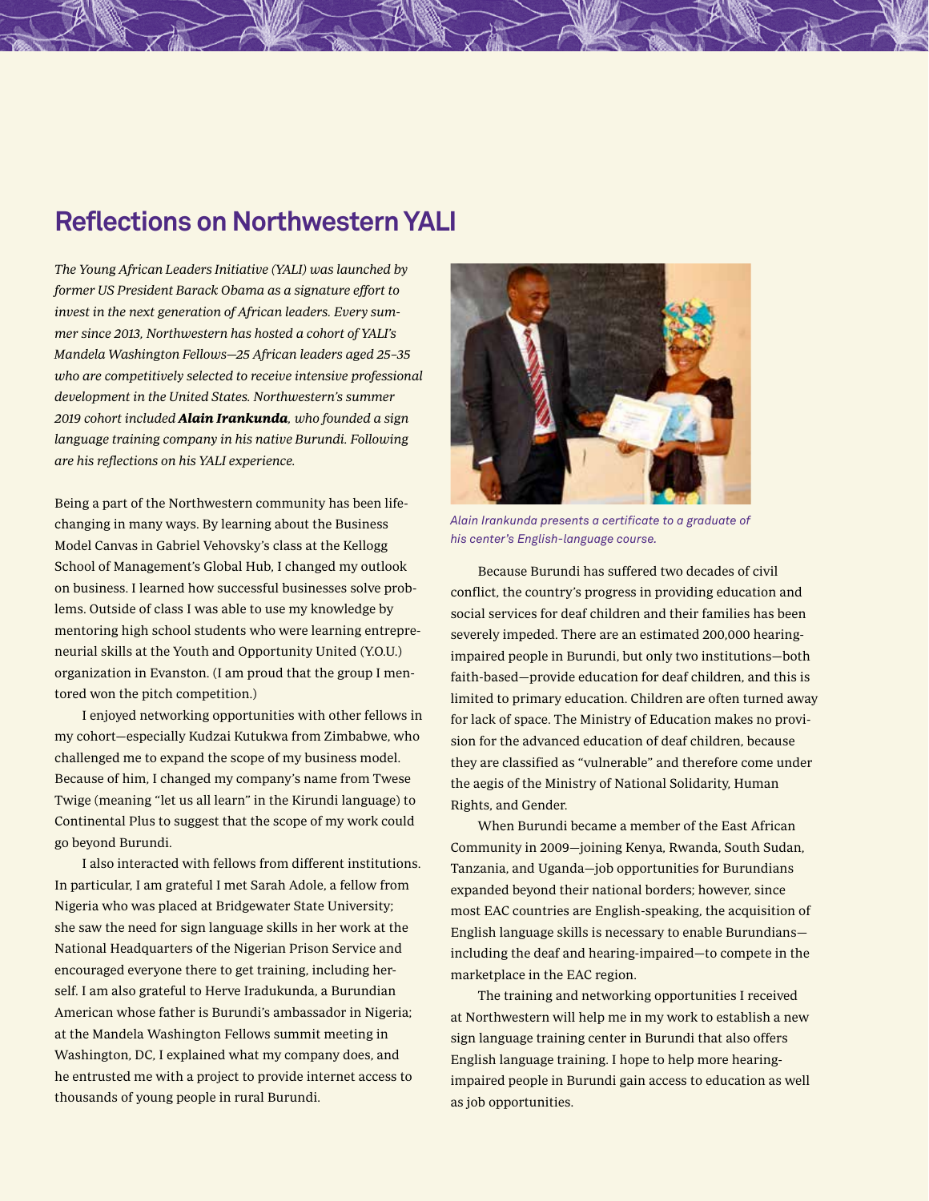## Reflections on Northwestern YALI

*The Young African Leaders Initiative (YALI) was launched by former US President Barack Obama as a signature effort to invest in the next generation of African leaders. Every summer since 2013, Northwestern has hosted a cohort of YALI's Mandela Washington Fellows—25 African leaders aged 25–35 who are competitively selected to receive intensive professional development in the United States. Northwestern's summer 2019 cohort included* ***Alain Irankunda****, who founded a sign language training company in his native Burundi. Following are his reflections on his YALI experience.*

Being a part of the Northwestern community has been life-changing in many ways. By learning about the Business Model Canvas in Gabriel Vehovsky's class at the Kellogg School of Management's Global Hub, I changed my outlook on business. I learned how successful businesses solve problems. Outside of class I was able to use my knowledge by mentoring high school students who were learning entrepreneurial skills at the Youth and Opportunity United (Y.O.U.) organization in Evanston. (I am proud that the group I mentored won the pitch competition.)

I enjoyed networking opportunities with other fellows in my cohort—especially Kudzai Kutukwa from Zimbabwe, who challenged me to expand the scope of my business model. Because of him, I changed my company's name from Twese Twige (meaning "let us all learn" in the Kirundi language) to Continental Plus to suggest that the scope of my work could go beyond Burundi.

I also interacted with fellows from different institutions. In particular, I am grateful I met Sarah Adole, a fellow from Nigeria who was placed at Bridgewater State University; she saw the need for sign language skills in her work at the National Headquarters of the Nigerian Prison Service and encouraged everyone there to get training, including herself. I am also grateful to Herve Iradukunda, a Burundian American whose father is Burundi's ambassador in Nigeria; at the Mandela Washington Fellows summit meeting in Washington, DC, I explained what my company does, and he entrusted me with a project to provide internet access to thousands of young people in rural Burundi.

*Alain Irankunda presents a certificate to a graduate of his center's English-language course.*

Because Burundi has suffered two decades of civil conflict, the country's progress in providing education and social services for deaf children and their families has been severely impeded. There are an estimated 200,000 hearing-impaired people in Burundi, but only two institutions—both faith-based—provide education for deaf children, and this is limited to primary education. Children are often turned away for lack of space. The Ministry of Education makes no provision for the advanced education of deaf children, because they are classified as "vulnerable" and therefore come under the aegis of the Ministry of National Solidarity, Human Rights, and Gender.

When Burundi became a member of the East African Community in 2009—joining Kenya, Rwanda, South Sudan, Tanzania, and Uganda—job opportunities for Burundians expanded beyond their national borders; however, since most EAC countries are English-speaking, the acquisition of English language skills is necessary to enable Burundians—including the deaf and hearing-impaired—to compete in the marketplace in the EAC region.

The training and networking opportunities I received at Northwestern will help me in my work to establish a new sign language training center in Burundi that also offers English language training. I hope to help more hearing-impaired people in Burundi gain access to education as well as job opportunities.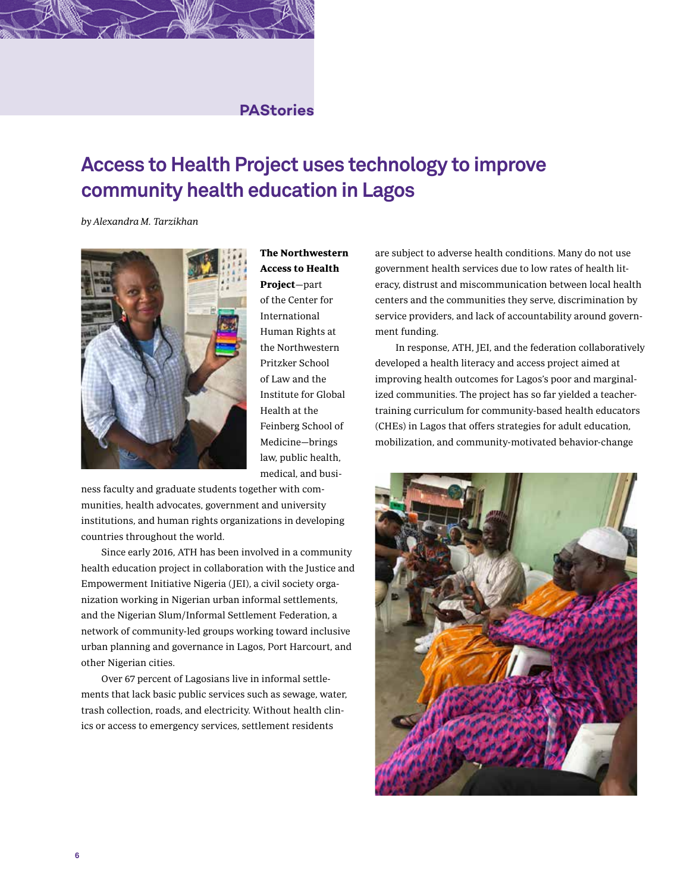PAStories

# Access to Health Project uses technology to improve community health education in Lagos

*by Alexandra M. Tarzikhan*

**The Northwestern Access to Health Project**—part of the Center for International Human Rights at the Northwestern Pritzker School of Law and the Institute for Global Health at the Feinberg School of Medicine—brings law, public health, medical, and business faculty and graduate students together with communities, health advocates, government and university institutions, and human rights organizations in developing countries throughout the world.

Since early 2016, ATH has been involved in a community health education project in collaboration with the Justice and Empowerment Initiative Nigeria (JEI), a civil society organization working in Nigerian urban informal settlements, and the Nigerian Slum/Informal Settlement Federation, a network of community-led groups working toward inclusive urban planning and governance in Lagos, Port Harcourt, and other Nigerian cities.

Over 67 percent of Lagosians live in informal settlements that lack basic public services such as sewage, water, trash collection, roads, and electricity. Without health clinics or access to emergency services, settlement residents are subject to adverse health conditions. Many do not use government health services due to low rates of health literacy, distrust and miscommunication between local health centers and the communities they serve, discrimination by service providers, and lack of accountability around government funding.

In response, ATH, JEI, and the federation collaboratively developed a health literacy and access project aimed at improving health outcomes for Lagos's poor and marginalized communities. The project has so far yielded a teacher-training curriculum for community-based health educators (CHEs) in Lagos that offers strategies for adult education, mobilization, and community-motivated behavior-change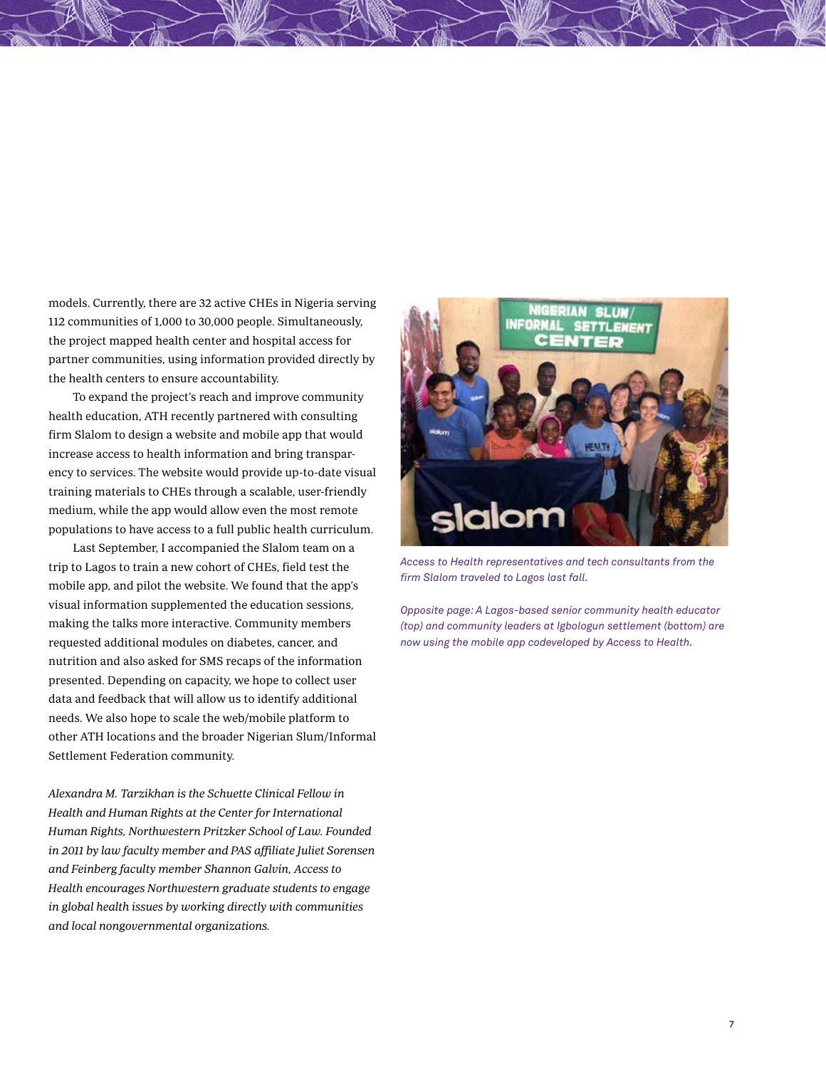models. Currently, there are 32 active CHEs in Nigeria serving 112 communities of 1,000 to 30,000 people. Simultaneously, the project mapped health center and hospital access for partner communities, using information provided directly by the health centers to ensure accountability.

To expand the project's reach and improve community health education, ATH recently partnered with consulting firm Slalom to design a website and mobile app that would increase access to health information and bring transparency to services. The website would provide up-to-date visual training materials to CHEs through a scalable, user-friendly medium, while the app would allow even the most remote populations to have access to a full public health curriculum.

Last September, I accompanied the Slalom team on a trip to Lagos to train a new cohort of CHEs, field test the mobile app, and pilot the website. We found that the app's visual information supplemented the education sessions, making the talks more interactive. Community members requested additional modules on diabetes, cancer, and nutrition and also asked for SMS recaps of the information presented. Depending on capacity, we hope to collect user data and feedback that will allow us to identify additional needs. We also hope to scale the web/mobile platform to other ATH locations and the broader Nigerian Slum/Informal Settlement Federation community.

*Alexandra M. Tarzikhan is the Schuette Clinical Fellow in Health and Human Rights at the Center for International Human Rights, Northwestern Pritzker School of Law. Founded in 2011 by law faculty member and PAS affiliate Juliet Sorensen and Feinberg faculty member Shannon Galvin, Access to Health encourages Northwestern graduate students to engage in global health issues by working directly with communities and local nongovernmental organizations.*

*Access to Health representatives and tech consultants from the firm Slalom traveled to Lagos last fall.*

*Opposite page: A Lagos-based senior community health educator (top) and community leaders at Igbologun settlement (bottom) are now using the mobile app codeveloped by Access to Health.*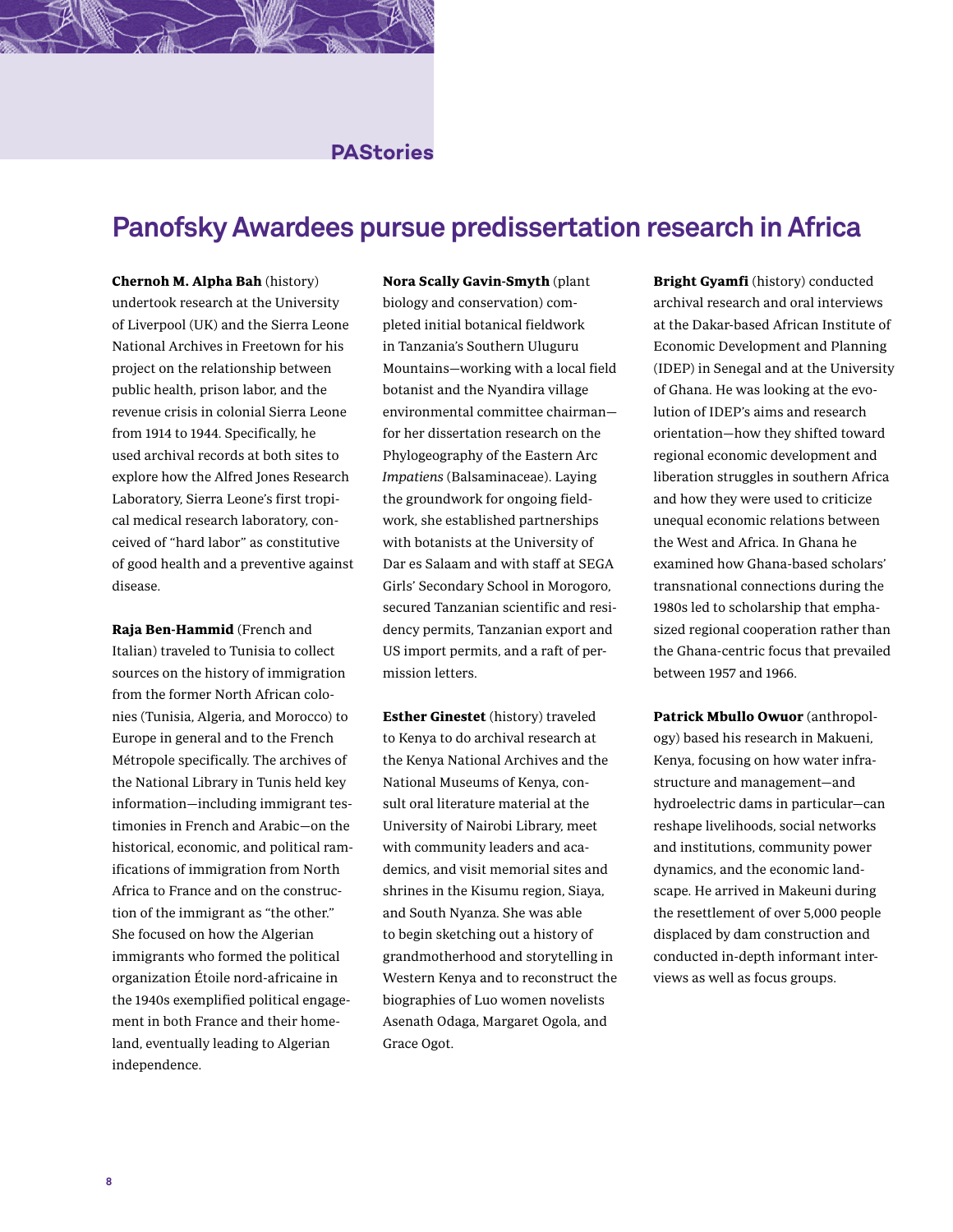PAStories

# Panofsky Awardees pursue predissertation research in Africa

**Chernoh M. Alpha Bah** (history) undertook research at the University of Liverpool (UK) and the Sierra Leone National Archives in Freetown for his project on the relationship between public health, prison labor, and the revenue crisis in colonial Sierra Leone from 1914 to 1944. Specifically, he used archival records at both sites to explore how the Alfred Jones Research Laboratory, Sierra Leone's first tropical medical research laboratory, conceived of "hard labor" as constitutive of good health and a preventive against disease.

**Raja Ben-Hammid** (French and Italian) traveled to Tunisia to collect sources on the history of immigration from the former North African colonies (Tunisia, Algeria, and Morocco) to Europe in general and to the French Métropole specifically. The archives of the National Library in Tunis held key information—including immigrant testimonies in French and Arabic—on the historical, economic, and political ramifications of immigration from North Africa to France and on the construction of the immigrant as "the other." She focused on how the Algerian immigrants who formed the political organization Étoile nord-africaine in the 1940s exemplified political engagement in both France and their homeland, eventually leading to Algerian independence.

**Nora Scally Gavin-Smyth** (plant biology and conservation) completed initial botanical fieldwork in Tanzania's Southern Uluguru Mountains—working with a local field botanist and the Nyandira village environmental committee chairman—for her dissertation research on the Phylogeography of the Eastern Arc *Impatiens* (Balsaminaceae). Laying the groundwork for ongoing fieldwork, she established partnerships with botanists at the University of Dar es Salaam and with staff at SEGA Girls' Secondary School in Morogoro, secured Tanzanian scientific and residency permits, Tanzanian export and US import permits, and a raft of permission letters.

**Esther Ginestet** (history) traveled to Kenya to do archival research at the Kenya National Archives and the National Museums of Kenya, consult oral literature material at the University of Nairobi Library, meet with community leaders and academics, and visit memorial sites and shrines in the Kisumu region, Siaya, and South Nyanza. She was able to begin sketching out a history of grandmotherhood and storytelling in Western Kenya and to reconstruct the biographies of Luo women novelists Asenath Odaga, Margaret Ogola, and Grace Ogot.

**Bright Gyamfi** (history) conducted archival research and oral interviews at the Dakar-based African Institute of Economic Development and Planning (IDEP) in Senegal and at the University of Ghana. He was looking at the evolution of IDEP's aims and research orientation—how they shifted toward regional economic development and liberation struggles in southern Africa and how they were used to criticize unequal economic relations between the West and Africa. In Ghana he examined how Ghana-based scholars' transnational connections during the 1980s led to scholarship that emphasized regional cooperation rather than the Ghana-centric focus that prevailed between 1957 and 1966.

**Patrick Mbullo Owuor** (anthropology) based his research in Makueni, Kenya, focusing on how water infrastructure and management—and hydroelectric dams in particular—can reshape livelihoods, social networks and institutions, community power dynamics, and the economic landscape. He arrived in Makeuni during the resettlement of over 5,000 people displaced by dam construction and conducted in-depth informant interviews as well as focus groups.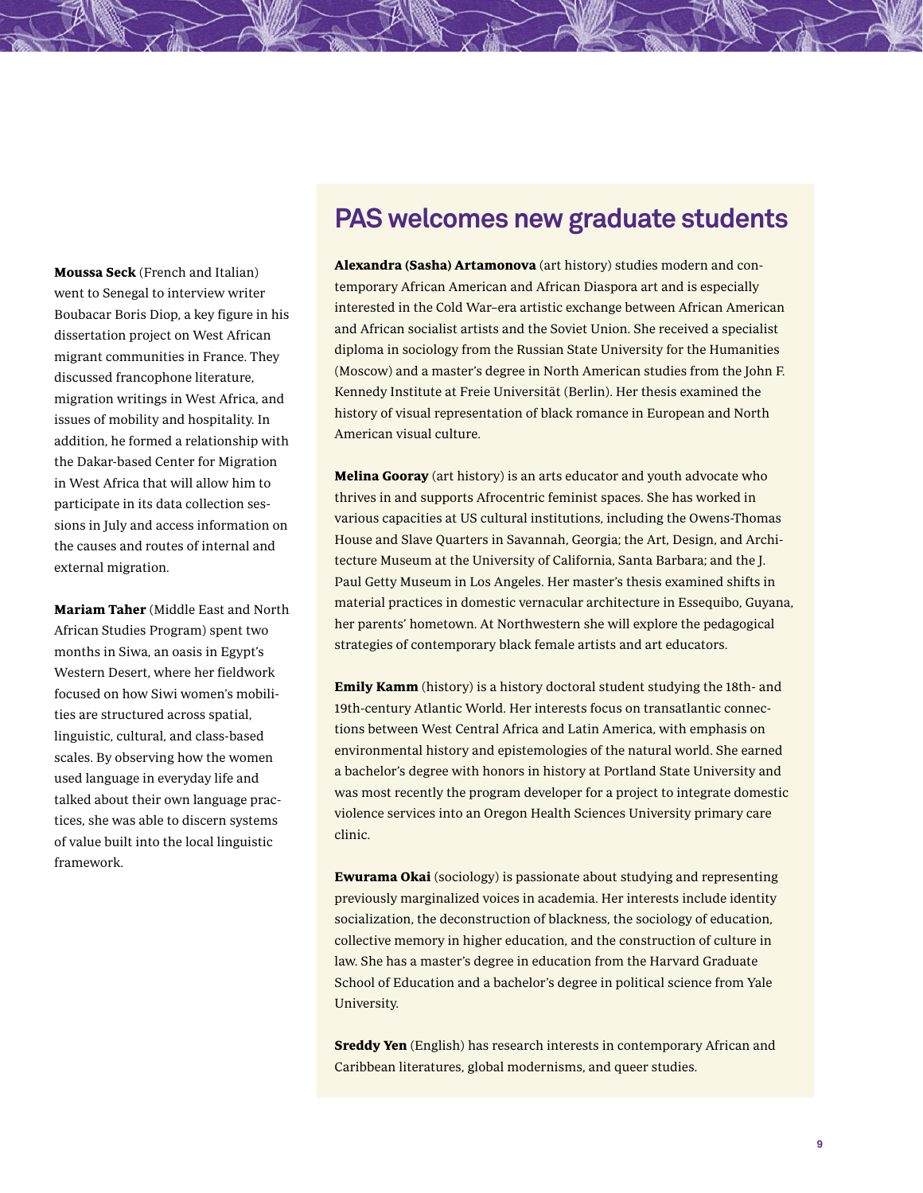**Moussa Seck** (French and Italian) went to Senegal to interview writer Boubacar Boris Diop, a key figure in his dissertation project on West African migrant communities in France. They discussed francophone literature, migration writings in West Africa, and issues of mobility and hospitality. In addition, he formed a relationship with the Dakar-based Center for Migration in West Africa that will allow him to participate in its data collection sessions in July and access information on the causes and routes of internal and external migration.

**Mariam Taher** (Middle East and North African Studies Program) spent two months in Siwa, an oasis in Egypt's Western Desert, where her fieldwork focused on how Siwi women's mobilities are structured across spatial, linguistic, cultural, and class-based scales. By observing how the women used language in everyday life and talked about their own language practices, she was able to discern systems of value built into the local linguistic framework.

## PAS welcomes new graduate students

**Alexandra (Sasha) Artamonova** (art history) studies modern and contemporary African American and African Diaspora art and is especially interested in the Cold War–era artistic exchange between African American and African socialist artists and the Soviet Union. She received a specialist diploma in sociology from the Russian State University for the Humanities (Moscow) and a master's degree in North American studies from the John F. Kennedy Institute at Freie Universität (Berlin). Her thesis examined the history of visual representation of black romance in European and North American visual culture.

**Melina Gooray** (art history) is an arts educator and youth advocate who thrives in and supports Afrocentric feminist spaces. She has worked in various capacities at US cultural institutions, including the Owens-Thomas House and Slave Quarters in Savannah, Georgia; the Art, Design, and Architecture Museum at the University of California, Santa Barbara; and the J. Paul Getty Museum in Los Angeles. Her master's thesis examined shifts in material practices in domestic vernacular architecture in Essequibo, Guyana, her parents' hometown. At Northwestern she will explore the pedagogical strategies of contemporary black female artists and art educators.

**Emily Kamm** (history) is a history doctoral student studying the 18th- and 19th-century Atlantic World. Her interests focus on transatlantic connections between West Central Africa and Latin America, with emphasis on environmental history and epistemologies of the natural world. She earned a bachelor's degree with honors in history at Portland State University and was most recently the program developer for a project to integrate domestic violence services into an Oregon Health Sciences University primary care clinic.

**Ewurama Okai** (sociology) is passionate about studying and representing previously marginalized voices in academia. Her interests include identity socialization, the deconstruction of blackness, the sociology of education, collective memory in higher education, and the construction of culture in law. She has a master's degree in education from the Harvard Graduate School of Education and a bachelor's degree in political science from Yale University.

**Sreddy Yen** (English) has research interests in contemporary African and Caribbean literatures, global modernisms, and queer studies.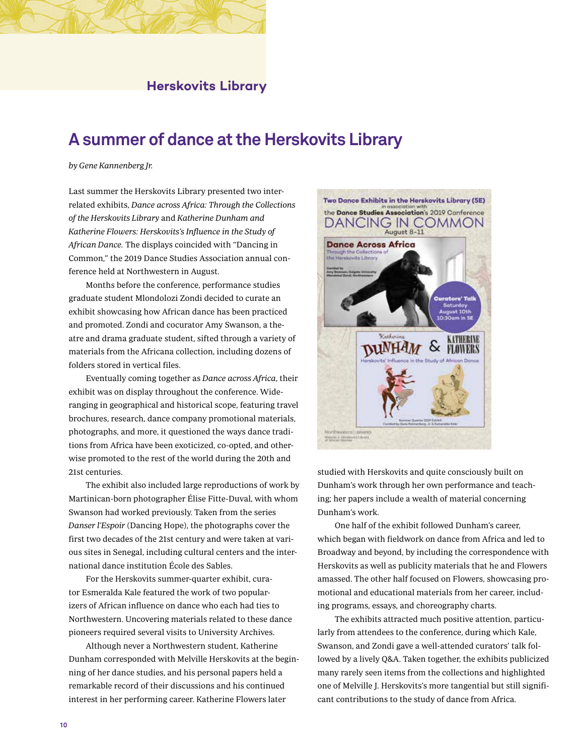## A summer of dance at the Herskovits Library

*by Gene Kannenberg Jr.*

Last summer the Herskovits Library presented two interrelated exhibits, *Dance across Africa: Through the Collections of the Herskovits Library* and *Katherine Dunham and Katherine Flowers: Herskovits's Influence in the Study of African Dance.* The displays coincided with "Dancing in Common," the 2019 Dance Studies Association annual conference held at Northwestern in August.

Months before the conference, performance studies graduate student Mlondolozi Zondi decided to curate an exhibit showcasing how African dance has been practiced and promoted. Zondi and cocurator Amy Swanson, a theatre and drama graduate student, sifted through a variety of materials from the Africana collection, including dozens of folders stored in vertical files.

Eventually coming together as *Dance across Africa*, their exhibit was on display throughout the conference. Wide-ranging in geographical and historical scope, featuring travel brochures, research, dance company promotional materials, photographs, and more, it questioned the ways dance traditions from Africa have been exoticized, co-opted, and otherwise promoted to the rest of the world during the 20th and 21st centuries.

The exhibit also included large reproductions of work by Martinican-born photographer Élise Fitte-Duval, with whom Swanson had worked previously. Taken from the series *Danser l'Espoir* (Dancing Hope), the photographs cover the first two decades of the 21st century and were taken at various sites in Senegal, including cultural centers and the international dance institution École des Sables.

For the Herskovits summer-quarter exhibit, curator Esmeralda Kale featured the work of two popularizers of African influence on dance who each had ties to Northwestern. Uncovering materials related to these dance pioneers required several visits to University Archives.

Although never a Northwestern student, Katherine Dunham corresponded with Melville Herskovits at the beginning of her dance studies, and his personal papers held a remarkable record of their discussions and his continued interest in her performing career. Katherine Flowers later studied with Herskovits and quite consciously built on Dunham's work through her own performance and teaching; her papers include a wealth of material concerning Dunham's work.

One half of the exhibit followed Dunham's career, which began with fieldwork on dance from Africa and led to Broadway and beyond, by including the correspondence with Herskovits as well as publicity materials that he and Flowers amassed. The other half focused on Flowers, showcasing promotional and educational materials from her career, including programs, essays, and choreography charts.

The exhibits attracted much positive attention, particularly from attendees to the conference, during which Kale, Swanson, and Zondi gave a well-attended curators' talk followed by a lively Q&A. Taken together, the exhibits publicized many rarely seen items from the collections and highlighted one of Melville J. Herskovits's more tangential but still significant contributions to the study of dance from Africa.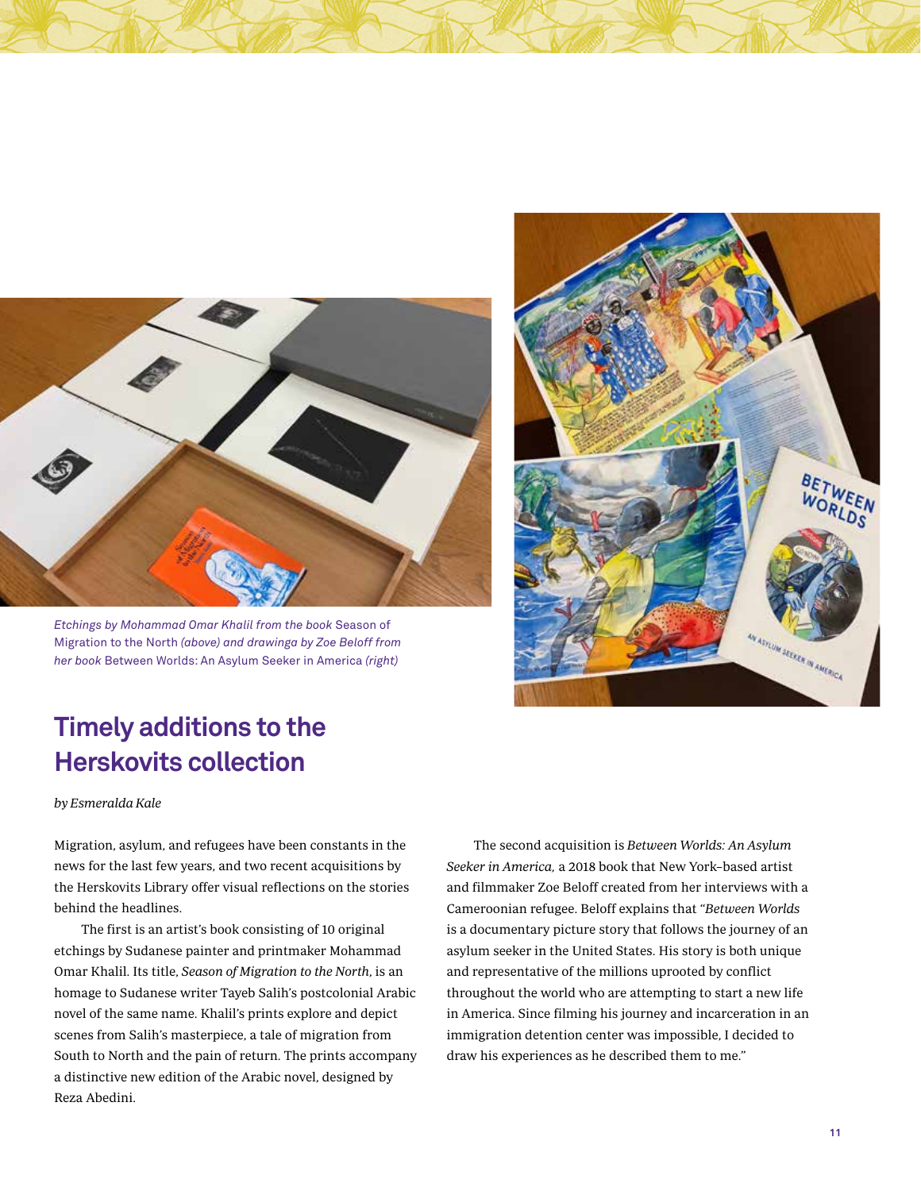*Etchings by Mohammad Omar Khalil from the book* Season of Migration to the North *(above) and drawinga by Zoe Beloff from her book* Between Worlds: An Asylum Seeker in America *(right)*

## Timely additions to the Herskovits collection

*by Esmeralda Kale*

Migration, asylum, and refugees have been constants in the news for the last few years, and two recent acquisitions by the Herskovits Library offer visual reflections on the stories behind the headlines.

The first is an artist's book consisting of 10 original etchings by Sudanese painter and printmaker Mohammad Omar Khalil. Its title, *Season of Migration to the North*, is an homage to Sudanese writer Tayeb Salih's postcolonial Arabic novel of the same name. Khalil's prints explore and depict scenes from Salih's masterpiece, a tale of migration from South to North and the pain of return. The prints accompany a distinctive new edition of the Arabic novel, designed by Reza Abedini.

The second acquisition is *Between Worlds: An Asylum Seeker in America*, a 2018 book that New York–based artist and filmmaker Zoe Beloff created from her interviews with a Cameroonian refugee. Beloff explains that "*Between Worlds* is a documentary picture story that follows the journey of an asylum seeker in the United States. His story is both unique and representative of the millions uprooted by conflict throughout the world who are attempting to start a new life in America. Since filming his journey and incarceration in an immigration detention center was impossible, I decided to draw his experiences as he described them to me."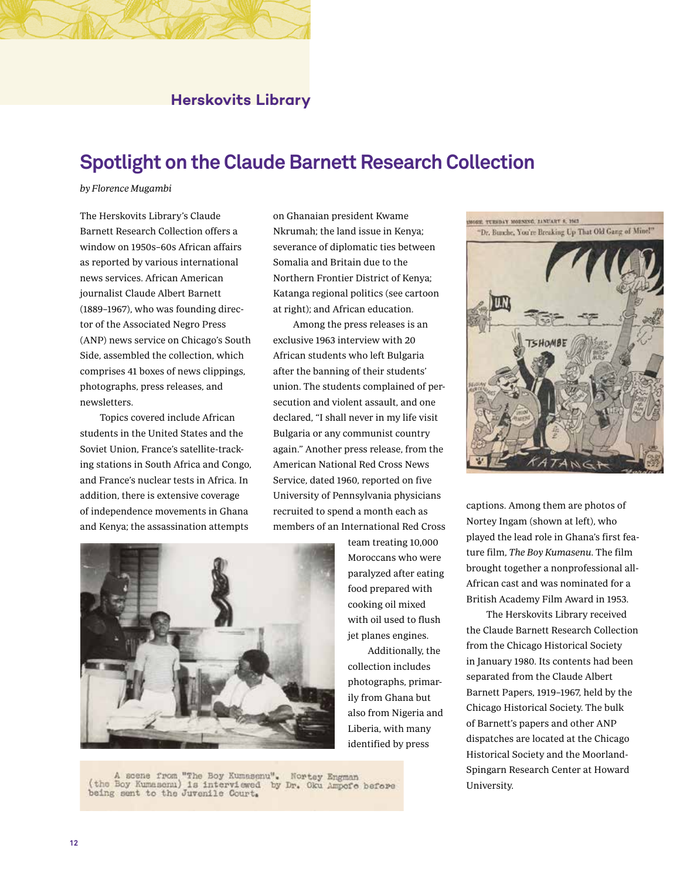## Herskovits Library

# Spotlight on the Claude Barnett Research Collection

*by Florence Mugambi*

The Herskovits Library's Claude Barnett Research Collection offers a window on 1950s–60s African affairs as reported by various international news services. African American journalist Claude Albert Barnett (1889–1967), who was founding director of the Associated Negro Press (ANP) news service on Chicago's South Side, assembled the collection, which comprises 41 boxes of news clippings, photographs, press releases, and newsletters.

Topics covered include African students in the United States and the Soviet Union, France's satellite-tracking stations in South Africa and Congo, and France's nuclear tests in Africa. In addition, there is extensive coverage of independence movements in Ghana and Kenya; the assassination attempts on Ghanaian president Kwame Nkrumah; the land issue in Kenya; severance of diplomatic ties between Somalia and Britain due to the Northern Frontier District of Kenya; Katanga regional politics (see cartoon at right); and African education.

Among the press releases is an exclusive 1963 interview with 20 African students who left Bulgaria after the banning of their students' union. The students complained of persecution and violent assault, and one declared, "I shall never in my life visit Bulgaria or any communist country again." Another press release, from the American National Red Cross News Service, dated 1960, reported on five University of Pennsylvania physicians recruited to spend a month each as members of an International Red Cross team treating 10,000 Moroccans who were paralyzed after eating food prepared with cooking oil mixed with oil used to flush jet planes engines.

Additionally, the collection includes photographs, primarily from Ghana but also from Nigeria and Liberia, with many identified by press captions. Among them are photos of Nortey Ingam (shown at left), who played the lead role in Ghana's first feature film, *The Boy Kumasenu*. The film brought together a nonprofessional all-African cast and was nominated for a British Academy Film Award in 1953.

The Herskovits Library received the Claude Barnett Research Collection from the Chicago Historical Society in January 1980. Its contents had been separated from the Claude Albert Barnett Papers, 1919–1967, held by the Chicago Historical Society. The bulk of Barnett's papers and other ANP dispatches are located at the Chicago Historical Society and the Moorland-Spingarn Research Center at Howard University.

A scene from "The Boy Kumasenu". Nortey Engman (the Boy Kumasenu) is interviewed by Dr. Oku Ampofo before being sent to the Juvenile Court.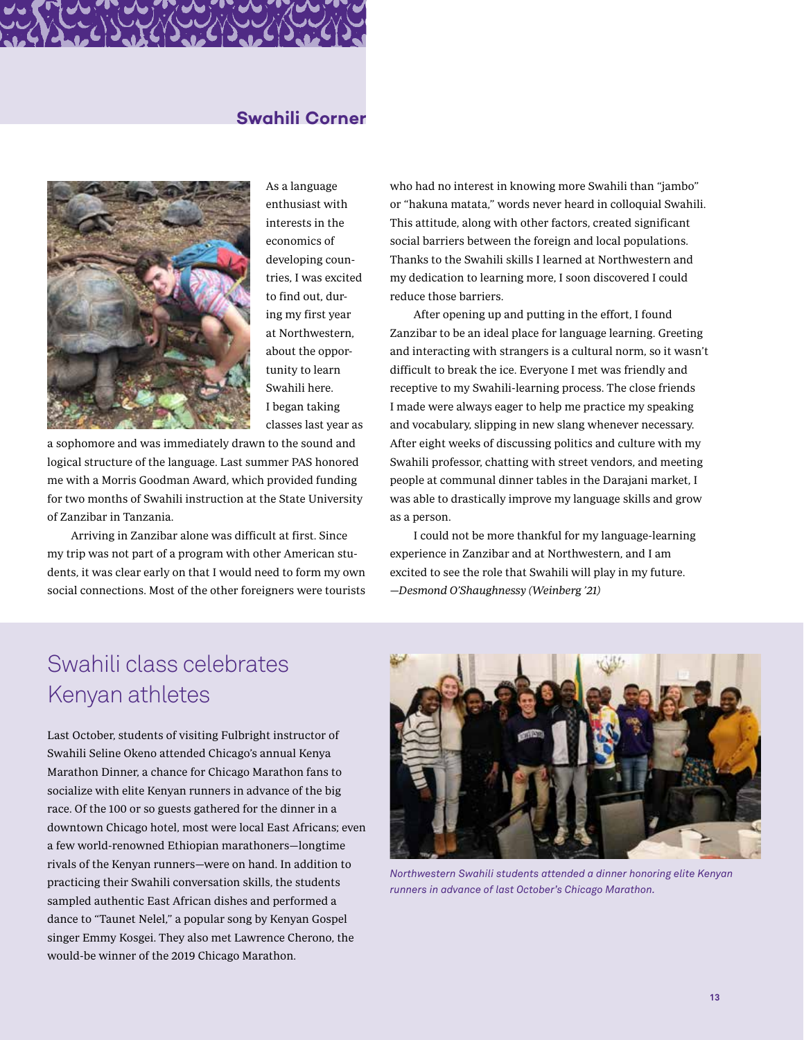## Swahili Corner

As a language enthusiast with interests in the economics of developing countries, I was excited to find out, during my first year at Northwestern, about the opportunity to learn Swahili here. I began taking classes last year as a sophomore and was immediately drawn to the sound and logical structure of the language. Last summer PAS honored me with a Morris Goodman Award, which provided funding for two months of Swahili instruction at the State University of Zanzibar in Tanzania.

Arriving in Zanzibar alone was difficult at first. Since my trip was not part of a program with other American students, it was clear early on that I would need to form my own social connections. Most of the other foreigners were tourists who had no interest in knowing more Swahili than "jambo" or "hakuna matata," words never heard in colloquial Swahili. This attitude, along with other factors, created significant social barriers between the foreign and local populations. Thanks to the Swahili skills I learned at Northwestern and my dedication to learning more, I soon discovered I could reduce those barriers.

After opening up and putting in the effort, I found Zanzibar to be an ideal place for language learning. Greeting and interacting with strangers is a cultural norm, so it wasn't difficult to break the ice. Everyone I met was friendly and receptive to my Swahili-learning process. The close friends I made were always eager to help me practice my speaking and vocabulary, slipping in new slang whenever necessary. After eight weeks of discussing politics and culture with my Swahili professor, chatting with street vendors, and meeting people at communal dinner tables in the Darajani market, I was able to drastically improve my language skills and grow as a person.

I could not be more thankful for my language-learning experience in Zanzibar and at Northwestern, and I am excited to see the role that Swahili will play in my future.
*—Desmond O'Shaughnessy (Weinberg '21)*

## Swahili class celebrates Kenyan athletes

Last October, students of visiting Fulbright instructor of Swahili Seline Okeno attended Chicago's annual Kenya Marathon Dinner, a chance for Chicago Marathon fans to socialize with elite Kenyan runners in advance of the big race. Of the 100 or so guests gathered for the dinner in a downtown Chicago hotel, most were local East Africans; even a few world-renowned Ethiopian marathoners—longtime rivals of the Kenyan runners—were on hand. In addition to practicing their Swahili conversation skills, the students sampled authentic East African dishes and performed a dance to "Taunet Nelel," a popular song by Kenyan Gospel singer Emmy Kosgei. They also met Lawrence Cherono, the would-be winner of the 2019 Chicago Marathon.

*Northwestern Swahili students attended a dinner honoring elite Kenyan runners in advance of last October's Chicago Marathon.*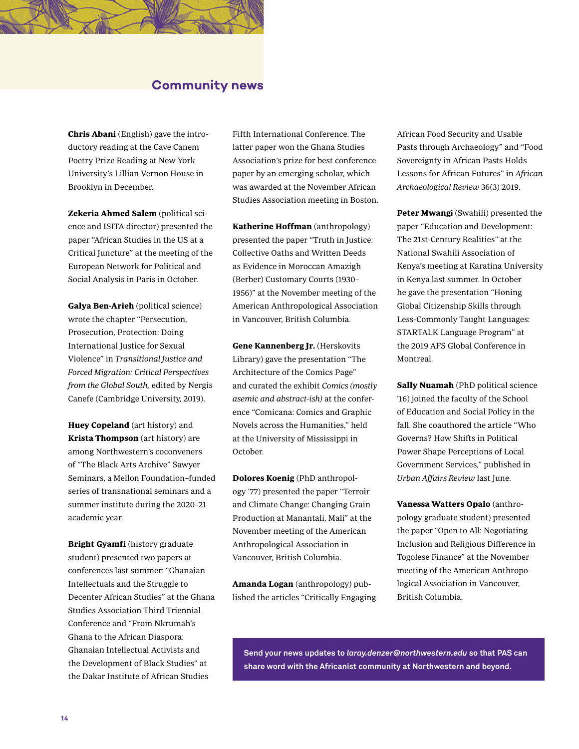## Community news

**Chris Abani** (English) gave the introductory reading at the Cave Canem Poetry Prize Reading at New York University's Lillian Vernon House in Brooklyn in December.

**Zekeria Ahmed Salem** (political science and ISITA director) presented the paper "African Studies in the US at a Critical Juncture" at the meeting of the European Network for Political and Social Analysis in Paris in October.

**Galya Ben-Arieh** (political science) wrote the chapter "Persecution, Prosecution, Protection: Doing International Justice for Sexual Violence" in *Transitional Justice and Forced Migration: Critical Perspectives from the Global South,* edited by Nergis Canefe (Cambridge University, 2019).

**Huey Copeland** (art history) and **Krista Thompson** (art history) are among Northwestern's coconveners of "The Black Arts Archive" Sawyer Seminars, a Mellon Foundation–funded series of transnational seminars and a summer institute during the 2020–21 academic year.

**Bright Gyamfi** (history graduate student) presented two papers at conferences last summer: "Ghanaian Intellectuals and the Struggle to Decenter African Studies" at the Ghana Studies Association Third Triennial Conference and "From Nkrumah's Ghana to the African Diaspora: Ghanaian Intellectual Activists and the Development of Black Studies" at the Dakar Institute of African Studies Fifth International Conference. The latter paper won the Ghana Studies Association's prize for best conference paper by an emerging scholar, which was awarded at the November African Studies Association meeting in Boston.

**Katherine Hoffman** (anthropology) presented the paper "Truth in Justice: Collective Oaths and Written Deeds as Evidence in Moroccan Amazigh (Berber) Customary Courts (1930–1956)" at the November meeting of the American Anthropological Association in Vancouver, British Columbia.

**Gene Kannenberg Jr.** (Herskovits Library) gave the presentation "The Architecture of the Comics Page" and curated the exhibit *Comics (mostly asemic and abstract-ish)* at the conference "Comicana: Comics and Graphic Novels across the Humanities," held at the University of Mississippi in October.

**Dolores Koenig** (PhD anthropology '77) presented the paper "Terroir and Climate Change: Changing Grain Production at Manantali, Mali" at the November meeting of the American Anthropological Association in Vancouver, British Columbia.

**Amanda Logan** (anthropology) published the articles "Critically Engaging African Food Security and Usable Pasts through Archaeology" and "Food Sovereignty in African Pasts Holds Lessons for African Futures" in *African Archaeological Review* 36(3) 2019.

**Peter Mwangi** (Swahili) presented the paper "Education and Development: The 21st-Century Realities" at the National Swahili Association of Kenya's meeting at Karatina University in Kenya last summer. In October he gave the presentation "Honing Global Citizenship Skills through Less-Commonly Taught Languages: STARTALK Language Program" at the 2019 AFS Global Conference in Montreal.

**Sally Nuamah** (PhD political science '16) joined the faculty of the School of Education and Social Policy in the fall. She coauthored the article "Who Governs? How Shifts in Political Power Shape Perceptions of Local Government Services," published in *Urban Affairs Review* last June.

**Vanessa Watters Opalo** (anthropology graduate student) presented the paper "Open to All: Negotiating Inclusion and Religious Difference in Togolese Finance" at the November meeting of the American Anthropological Association in Vancouver, British Columbia.

**Send your news updates to *laray.denzer@northwestern.edu* so that PAS can share word with the Africanist community at Northwestern and beyond.**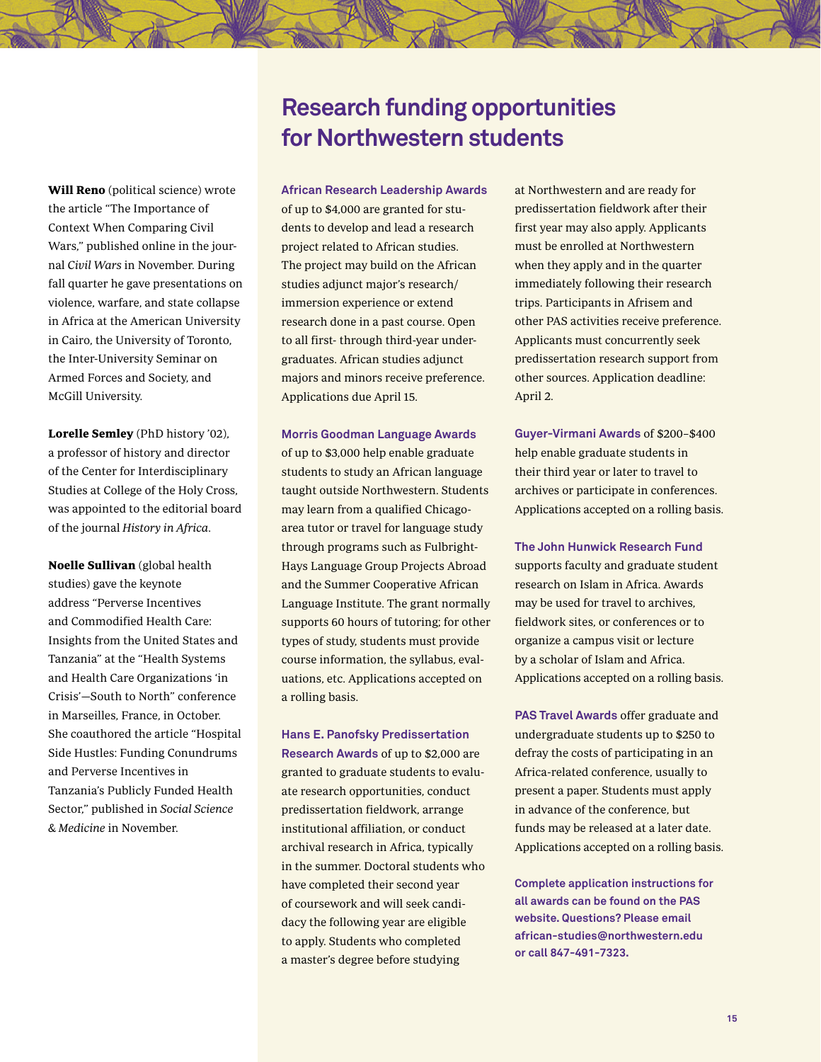**Will Reno** (political science) wrote the article "The Importance of Context When Comparing Civil Wars," published online in the journal *Civil Wars* in November. During fall quarter he gave presentations on violence, warfare, and state collapse in Africa at the American University in Cairo, the University of Toronto, the Inter-University Seminar on Armed Forces and Society, and McGill University.

**Lorelle Semley** (PhD history '02), a professor of history and director of the Center for Interdisciplinary Studies at College of the Holy Cross, was appointed to the editorial board of the journal *History in Africa*.

**Noelle Sullivan** (global health studies) gave the keynote address "Perverse Incentives and Commodified Health Care: Insights from the United States and Tanzania" at the "Health Systems and Health Care Organizations 'in Crisis'—South to North" conference in Marseilles, France, in October. She coauthored the article "Hospital Side Hustles: Funding Conundrums and Perverse Incentives in Tanzania's Publicly Funded Health Sector," published in *Social Science & Medicine* in November.

# Research funding opportunities for Northwestern students

**African Research Leadership Awards** of up to $4,000 are granted for students to develop and lead a research project related to African studies. The project may build on the African studies adjunct major's research/immersion experience or extend research done in a past course. Open to all first- through third-year undergraduates. African studies adjunct majors and minors receive preference. Applications due April 15.

**Morris Goodman Language Awards** of up to $3,000 help enable graduate students to study an African language taught outside Northwestern. Students may learn from a qualified Chicago-area tutor or travel for language study through programs such as Fulbright-Hays Language Group Projects Abroad and the Summer Cooperative African Language Institute. The grant normally supports 60 hours of tutoring; for other types of study, students must provide course information, the syllabus, evaluations, etc. Applications accepted on a rolling basis.

**Hans E. Panofsky Predissertation Research Awards** of up to $2,000 are granted to graduate students to evaluate research opportunities, conduct predissertation fieldwork, arrange institutional affiliation, or conduct archival research in Africa, typically in the summer. Doctoral students who have completed their second year of coursework and will seek candidacy the following year are eligible to apply. Students who completed a master's degree before studying at Northwestern and are ready for predissertation fieldwork after their first year may also apply. Applicants must be enrolled at Northwestern when they apply and in the quarter immediately following their research trips. Participants in Afrisem and other PAS activities receive preference. Applicants must concurrently seek predissertation research support from other sources. Application deadline: April 2.

**Guyer-Virmani Awards** of $200–$400 help enable graduate students in their third year or later to travel to archives or participate in conferences. Applications accepted on a rolling basis.

**The John Hunwick Research Fund** supports faculty and graduate student research on Islam in Africa. Awards may be used for travel to archives, fieldwork sites, or conferences or to organize a campus visit or lecture by a scholar of Islam and Africa. Applications accepted on a rolling basis.

**PAS Travel Awards** offer graduate and undergraduate students up to $250 to defray the costs of participating in an Africa-related conference, usually to present a paper. Students must apply in advance of the conference, but funds may be released at a later date. Applications accepted on a rolling basis.

**Complete application instructions for all awards can be found on the PAS website. Questions? Please email african-studies@northwestern.edu or call 847-491-7323.**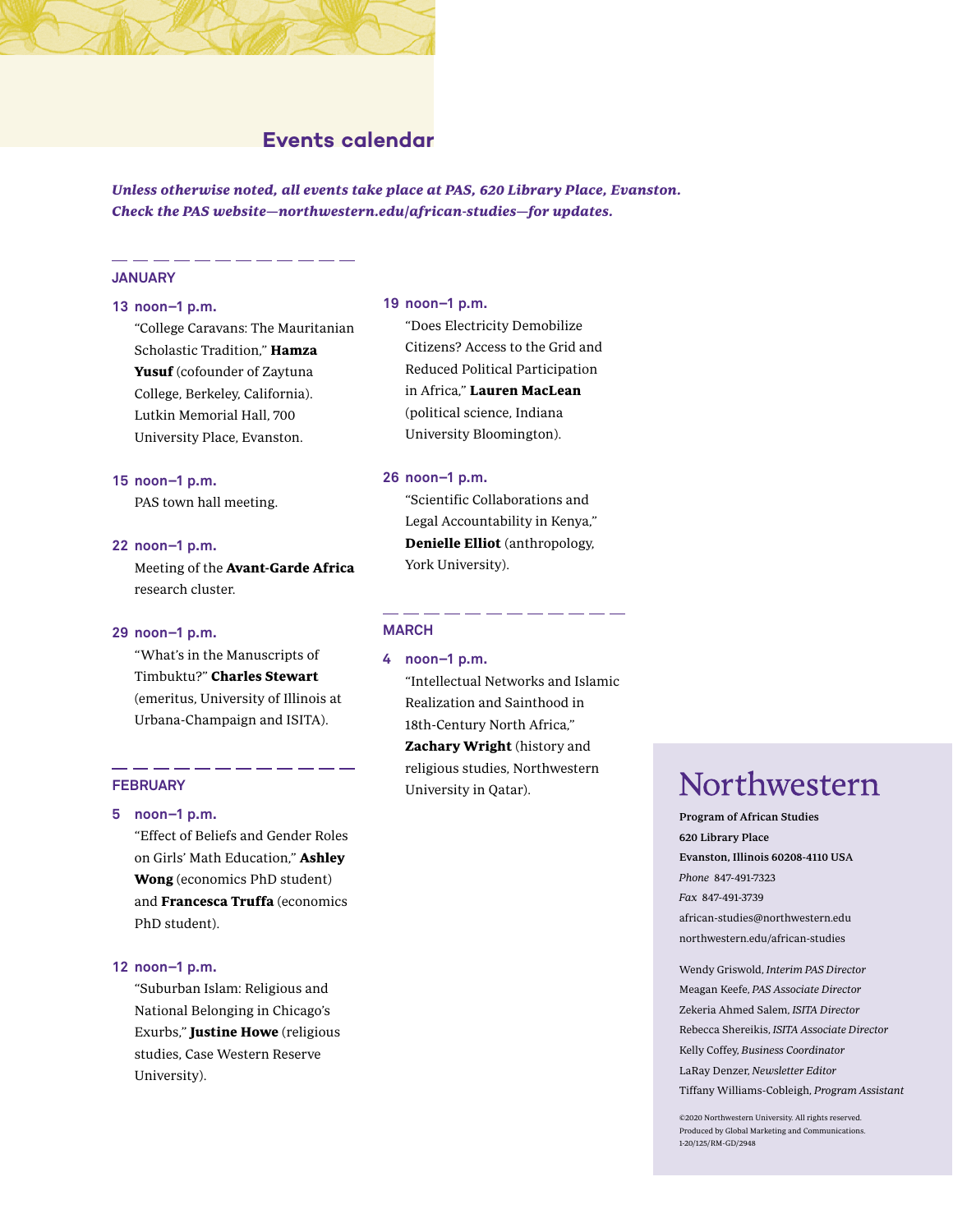## Events calendar

***Unless otherwise noted, all events take place at PAS, 620 Library Place, Evanston. Check the PAS website—northwestern.edu/african-studies—for updates.***

### JANUARY

**13 noon–1 p.m.**
"College Caravans: The Mauritanian Scholastic Tradition," **Hamza Yusuf** (cofounder of Zaytuna College, Berkeley, California). Lutkin Memorial Hall, 700 University Place, Evanston.

**15 noon–1 p.m.**
PAS town hall meeting.

**22 noon–1 p.m.**
Meeting of the **Avant-Garde Africa** research cluster.

**29 noon–1 p.m.**
"What's in the Manuscripts of Timbuktu?" **Charles Stewart** (emeritus, University of Illinois at Urbana-Champaign and ISITA).

### FEBRUARY

**5 noon–1 p.m.**
"Effect of Beliefs and Gender Roles on Girls' Math Education," **Ashley Wong** (economics PhD student) and **Francesca Truffa** (economics PhD student).

**12 noon–1 p.m.**
"Suburban Islam: Religious and National Belonging in Chicago's Exurbs," **Justine Howe** (religious studies, Case Western Reserve University).

**19 noon–1 p.m.**
"Does Electricity Demobilize Citizens? Access to the Grid and Reduced Political Participation in Africa," **Lauren MacLean** (political science, Indiana University Bloomington).

**26 noon–1 p.m.**
"Scientific Collaborations and Legal Accountability in Kenya," **Denielle Elliot** (anthropology, York University).

### MARCH

**4 noon–1 p.m.**
"Intellectual Networks and Islamic Realization and Sainthood in 18th-Century North Africa," **Zachary Wright** (history and religious studies, Northwestern University in Qatar).

---

Northwestern

**Program of African Studies**
**620 Library Place**
**Evanston, Illinois 60208-4110 USA**
*Phone* 847-491-7323
*Fax* 847-491-3739
african-studies@northwestern.edu
northwestern.edu/african-studies

Wendy Griswold, *Interim PAS Director*
Meagan Keefe, *PAS Associate Director*
Zekeria Ahmed Salem, *ISITA Director*
Rebecca Shereikis, *ISITA Associate Director*
Kelly Coffey, *Business Coordinator*
LaRay Denzer, *Newsletter Editor*
Tiffany Williams-Cobleigh, *Program Assistant*

©2020 Northwestern University. All rights reserved.
Produced by Global Marketing and Communications.
1-20/125/RM-GD/2948